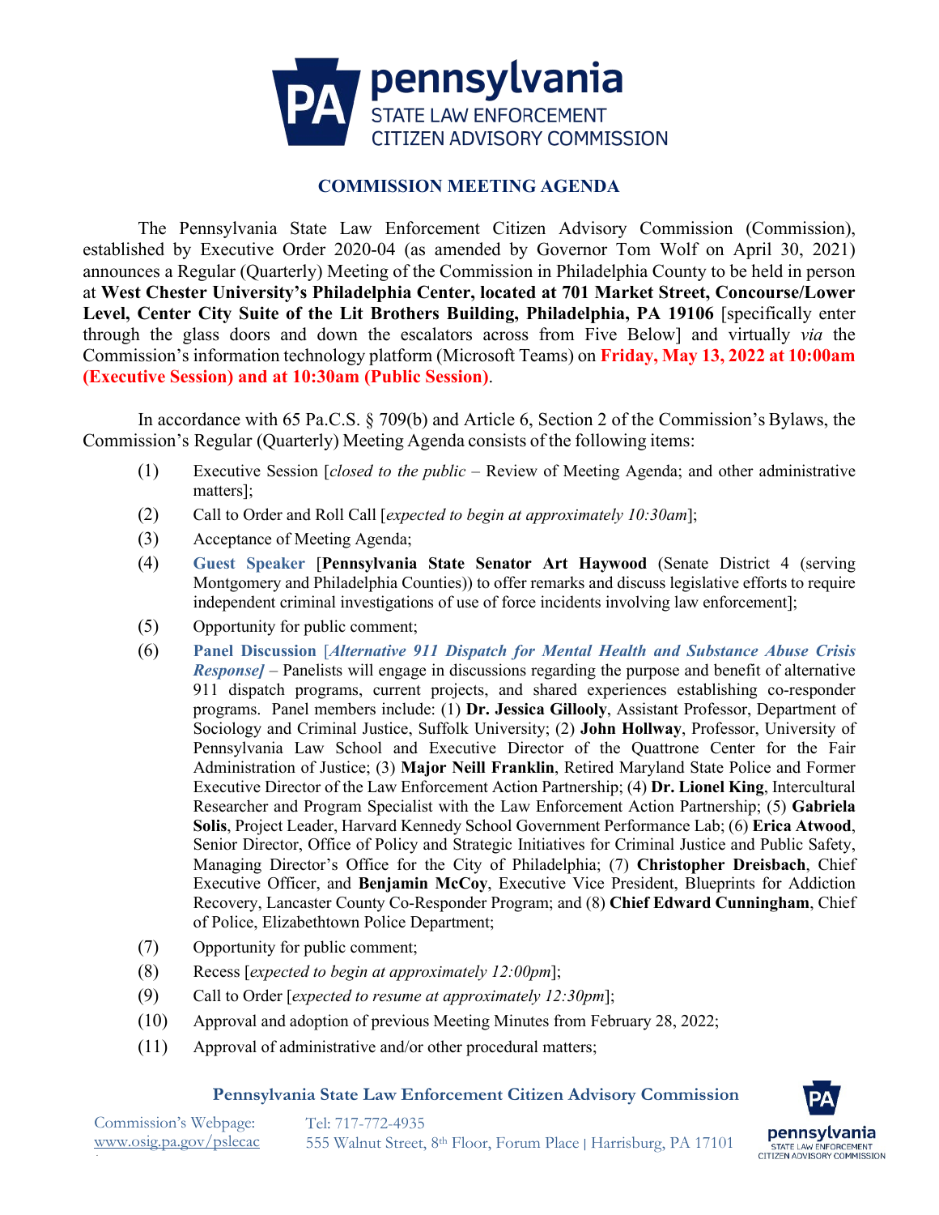**pennsylvania**
STATE LAW ENFORCEMENT
CITIZEN ADVISORY COMMISSION

## COMMISSION MEETING AGENDA

The Pennsylvania State Law Enforcement Citizen Advisory Commission (Commission), established by Executive Order 2020-04 (as amended by Governor Tom Wolf on April 30, 2021) announces a Regular (Quarterly) Meeting of the Commission in Philadelphia County to be held in person at **West Chester University's Philadelphia Center, located at 701 Market Street, Concourse/Lower Level, Center City Suite of the Lit Brothers Building, Philadelphia, PA 19106** [specifically enter through the glass doors and down the escalators across from Five Below] and virtually *via* the Commission's information technology platform (Microsoft Teams) on **Friday, May 13, 2022 at 10:00am (Executive Session) and at 10:30am (Public Session)**.

In accordance with 65 Pa.C.S. § 709(b) and Article 6, Section 2 of the Commission's Bylaws, the Commission's Regular (Quarterly) Meeting Agenda consists of the following items:

(1) Executive Session [*closed to the public* – Review of Meeting Agenda; and other administrative matters];

(2) Call to Order and Roll Call [*expected to begin at approximately 10:30am*];

(3) Acceptance of Meeting Agenda;

(4) **Guest Speaker** [**Pennsylvania State Senator Art Haywood** (Senate District 4 (serving Montgomery and Philadelphia Counties)) to offer remarks and discuss legislative efforts to require independent criminal investigations of use of force incidents involving law enforcement];

(5) Opportunity for public comment;

(6) **Panel Discussion** [***Alternative 911 Dispatch for Mental Health and Substance Abuse Crisis Response]*** – Panelists will engage in discussions regarding the purpose and benefit of alternative 911 dispatch programs, current projects, and shared experiences establishing co-responder programs. Panel members include: (1) **Dr. Jessica Gillooly**, Assistant Professor, Department of Sociology and Criminal Justice, Suffolk University; (2) **John Hollway**, Professor, University of Pennsylvania Law School and Executive Director of the Quattrone Center for the Fair Administration of Justice; (3) **Major Neill Franklin**, Retired Maryland State Police and Former Executive Director of the Law Enforcement Action Partnership; (4) **Dr. Lionel King**, Intercultural Researcher and Program Specialist with the Law Enforcement Action Partnership; (5) **Gabriela Solis**, Project Leader, Harvard Kennedy School Government Performance Lab; (6) **Erica Atwood**, Senior Director, Office of Policy and Strategic Initiatives for Criminal Justice and Public Safety, Managing Director's Office for the City of Philadelphia; (7) **Christopher Dreisbach**, Chief Executive Officer, and **Benjamin McCoy**, Executive Vice President, Blueprints for Addiction Recovery, Lancaster County Co-Responder Program; and (8) **Chief Edward Cunningham**, Chief of Police, Elizabethtown Police Department;

(7) Opportunity for public comment;

(8) Recess [*expected to begin at approximately 12:00pm*];

(9) Call to Order [*expected to resume at approximately 12:30pm*];

(10) Approval and adoption of previous Meeting Minutes from February 28, 2022;

(11) Approval of administrative and/or other procedural matters;

**Pennsylvania State Law Enforcement Citizen Advisory Commission**

Commission's Webpage: www.osig.pa.gov/pslecac
Tel: 717-772-4935
555 Walnut Street, 8th Floor, Forum Place | Harrisburg, PA 17101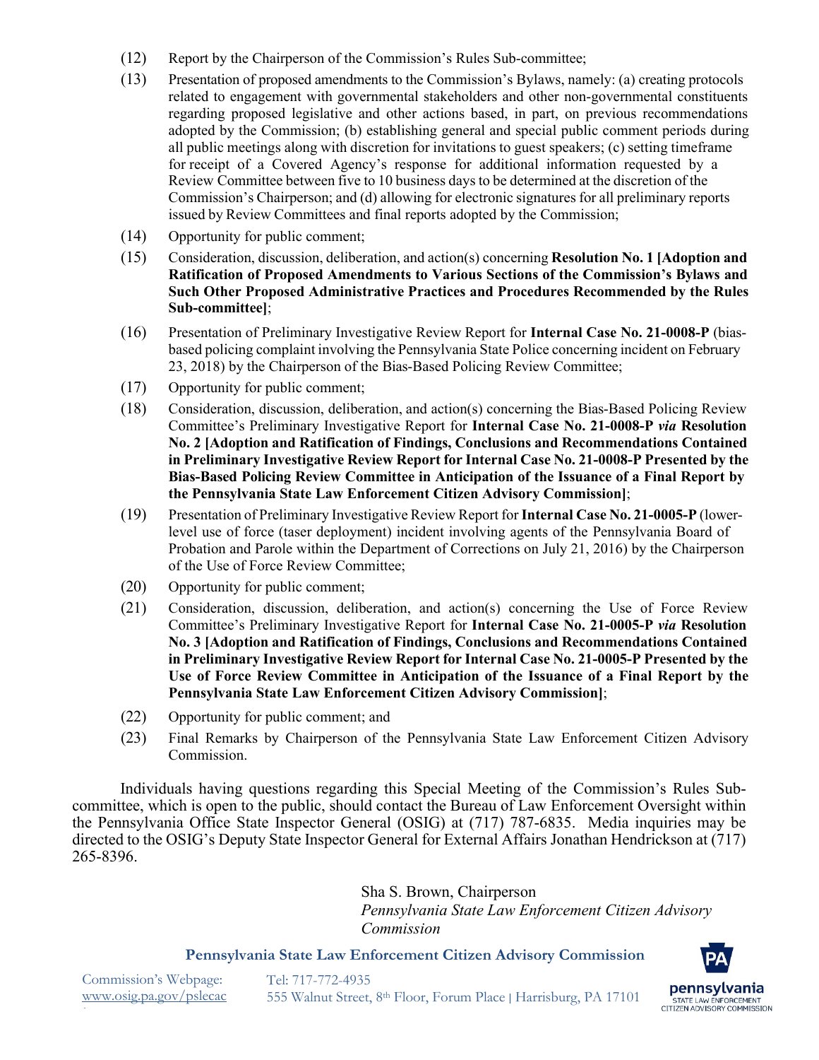(12) Report by the Chairperson of the Commission's Rules Sub-committee;

(13) Presentation of proposed amendments to the Commission's Bylaws, namely: (a) creating protocols related to engagement with governmental stakeholders and other non-governmental constituents regarding proposed legislative and other actions based, in part, on previous recommendations adopted by the Commission; (b) establishing general and special public comment periods during all public meetings along with discretion for invitations to guest speakers; (c) setting timeframe for receipt of a Covered Agency's response for additional information requested by a Review Committee between five to 10 business days to be determined at the discretion of the Commission's Chairperson; and (d) allowing for electronic signatures for all preliminary reports issued by Review Committees and final reports adopted by the Commission;

(14) Opportunity for public comment;

(15) Consideration, discussion, deliberation, and action(s) concerning **Resolution No. 1 [Adoption and Ratification of Proposed Amendments to Various Sections of the Commission's Bylaws and Such Other Proposed Administrative Practices and Procedures Recommended by the Rules Sub-committee]**;

(16) Presentation of Preliminary Investigative Review Report for **Internal Case No. 21-0008-P** (bias-based policing complaint involving the Pennsylvania State Police concerning incident on February 23, 2018) by the Chairperson of the Bias-Based Policing Review Committee;

(17) Opportunity for public comment;

(18) Consideration, discussion, deliberation, and action(s) concerning the Bias-Based Policing Review Committee's Preliminary Investigative Report for **Internal Case No. 21-0008-P *via* Resolution No. 2 [Adoption and Ratification of Findings, Conclusions and Recommendations Contained in Preliminary Investigative Review Report for Internal Case No. 21-0008-P Presented by the Bias-Based Policing Review Committee in Anticipation of the Issuance of a Final Report by the Pennsylvania State Law Enforcement Citizen Advisory Commission]**;

(19) Presentation of Preliminary Investigative Review Report for **Internal Case No. 21-0005-P** (lower-level use of force (taser deployment) incident involving agents of the Pennsylvania Board of Probation and Parole within the Department of Corrections on July 21, 2016) by the Chairperson of the Use of Force Review Committee;

(20) Opportunity for public comment;

(21) Consideration, discussion, deliberation, and action(s) concerning the Use of Force Review Committee's Preliminary Investigative Report for **Internal Case No. 21-0005-P *via* Resolution No. 3 [Adoption and Ratification of Findings, Conclusions and Recommendations Contained in Preliminary Investigative Review Report for Internal Case No. 21-0005-P Presented by the Use of Force Review Committee in Anticipation of the Issuance of a Final Report by the Pennsylvania State Law Enforcement Citizen Advisory Commission]**;

(22) Opportunity for public comment; and

(23) Final Remarks by Chairperson of the Pennsylvania State Law Enforcement Citizen Advisory Commission.

Individuals having questions regarding this Special Meeting of the Commission's Rules Sub-committee, which is open to the public, should contact the Bureau of Law Enforcement Oversight within the Pennsylvania Office State Inspector General (OSIG) at (717) 787-6835. Media inquiries may be directed to the OSIG's Deputy State Inspector General for External Affairs Jonathan Hendrickson at (717) 265-8396.

Sha S. Brown, Chairperson
*Pennsylvania State Law Enforcement Citizen Advisory Commission*

**Pennsylvania State Law Enforcement Citizen Advisory Commission**

Commission's Webpage: www.osig.pa.gov/pslecac
Tel: 717-772-4935
555 Walnut Street, 8th Floor, Forum Place | Harrisburg, PA 17101